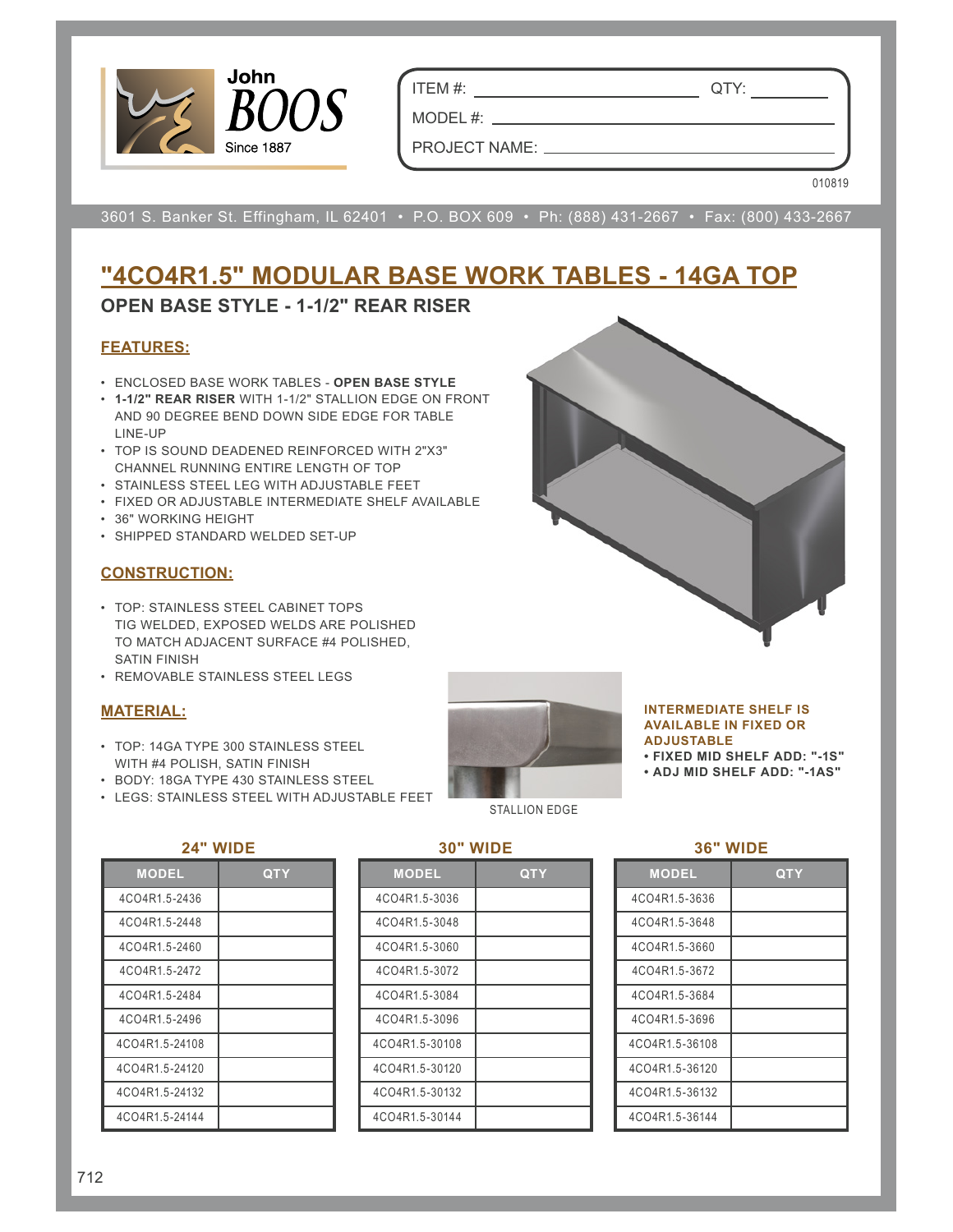John BOOS Since 1887

ITEM #: ______________________ QTY: __________

MODEL #: ______________________________

PROJECT NAME: __________________________

010819

3601 S. Banker St. Effingham, IL 62401 • P.O. BOX 609 • Ph: (888) 431-2667 • Fax: (800) 433-2667

# "4CO4R1.5" MODULAR BASE WORK TABLES - 14GA TOP

## OPEN BASE STYLE - 1-1/2" REAR RISER

### FEATURES:

- ENCLOSED BASE WORK TABLES - **OPEN BASE STYLE**
- **1-1/2" REAR RISER** WITH 1-1/2" STALLION EDGE ON FRONT AND 90 DEGREE BEND DOWN SIDE EDGE FOR TABLE LINE-UP
- TOP IS SOUND DEADENED REINFORCED WITH 2"X3" CHANNEL RUNNING ENTIRE LENGTH OF TOP
- STAINLESS STEEL LEG WITH ADJUSTABLE FEET
- FIXED OR ADJUSTABLE INTERMEDIATE SHELF AVAILABLE
- 36" WORKING HEIGHT
- SHIPPED STANDARD WELDED SET-UP

### CONSTRUCTION:

- TOP: STAINLESS STEEL CABINET TOPS TIG WELDED, EXPOSED WELDS ARE POLISHED TO MATCH ADJACENT SURFACE #4 POLISHED, SATIN FINISH
- REMOVABLE STAINLESS STEEL LEGS

### MATERIAL:

- TOP: 14GA TYPE 300 STAINLESS STEEL WITH #4 POLISH, SATIN FINISH
- BODY: 18GA TYPE 430 STAINLESS STEEL
- LEGS: STAINLESS STEEL WITH ADJUSTABLE FEET

STALLION EDGE

**INTERMEDIATE SHELF IS AVAILABLE IN FIXED OR ADJUSTABLE**

- **FIXED MID SHELF ADD: "-1S"**
- **ADJ MID SHELF ADD: "-1AS"**

**24" WIDE**

| MODEL | QTY |
|---|---|
| 4CO4R1.5-2436 | |
| 4CO4R1.5-2448 | |
| 4CO4R1.5-2460 | |
| 4CO4R1.5-2472 | |
| 4CO4R1.5-2484 | |
| 4CO4R1.5-2496 | |
| 4CO4R1.5-24108 | |
| 4CO4R1.5-24120 | |
| 4CO4R1.5-24132 | |
| 4CO4R1.5-24144 | |

**30" WIDE**

| MODEL | QTY |
|---|---|
| 4CO4R1.5-3036 | |
| 4CO4R1.5-3048 | |
| 4CO4R1.5-3060 | |
| 4CO4R1.5-3072 | |
| 4CO4R1.5-3084 | |
| 4CO4R1.5-3096 | |
| 4CO4R1.5-30108 | |
| 4CO4R1.5-30120 | |
| 4CO4R1.5-30132 | |
| 4CO4R1.5-30144 | |

**36" WIDE**

| MODEL | QTY |
|---|---|
| 4CO4R1.5-3636 | |
| 4CO4R1.5-3648 | |
| 4CO4R1.5-3660 | |
| 4CO4R1.5-3672 | |
| 4CO4R1.5-3684 | |
| 4CO4R1.5-3696 | |
| 4CO4R1.5-36108 | |
| 4CO4R1.5-36120 | |
| 4CO4R1.5-36132 | |
| 4CO4R1.5-36144 | |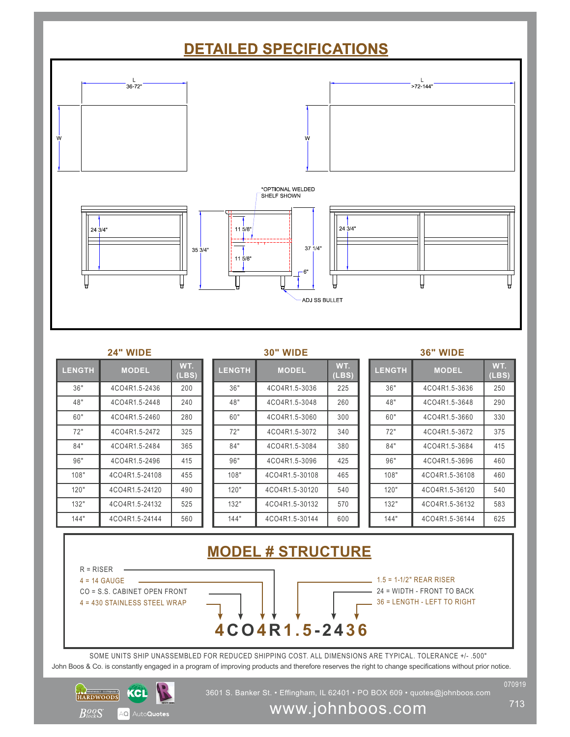# DETAILED SPECIFICATIONS

L
36-72"

L
>72-144"

W

W

*OPTIONAL WELDED SHELF SHOWN

24 3/4"

35 3/4"

11 5/8"

11 5/8"

37 1/4"

6"

24 3/4"

ADJ SS BULLET

### 24" WIDE

| LENGTH | MODEL | WT. (LBS) |
|---|---|---|
| 36" | 4CO4R1.5-2436 | 200 |
| 48" | 4CO4R1.5-2448 | 240 |
| 60" | 4CO4R1.5-2460 | 280 |
| 72" | 4CO4R1.5-2472 | 325 |
| 84" | 4CO4R1.5-2484 | 365 |
| 96" | 4CO4R1.5-2496 | 415 |
| 108" | 4CO4R1.5-24108 | 455 |
| 120" | 4CO4R1.5-24120 | 490 |
| 132" | 4CO4R1.5-24132 | 525 |
| 144" | 4CO4R1.5-24144 | 560 |

### 30" WIDE

| LENGTH | MODEL | WT. (LBS) |
|---|---|---|
| 36" | 4CO4R1.5-3036 | 225 |
| 48" | 4CO4R1.5-3048 | 260 |
| 60" | 4CO4R1.5-3060 | 300 |
| 72" | 4CO4R1.5-3072 | 340 |
| 84" | 4CO4R1.5-3084 | 380 |
| 96" | 4CO4R1.5-3096 | 425 |
| 108" | 4CO4R1.5-30108 | 465 |
| 120" | 4CO4R1.5-30120 | 540 |
| 132" | 4CO4R1.5-30132 | 570 |
| 144" | 4CO4R1.5-30144 | 600 |

### 36" WIDE

| LENGTH | MODEL | WT. (LBS) |
|---|---|---|
| 36" | 4CO4R1.5-3636 | 250 |
| 48" | 4CO4R1.5-3648 | 290 |
| 60" | 4CO4R1.5-3660 | 330 |
| 72" | 4CO4R1.5-3672 | 375 |
| 84" | 4CO4R1.5-3684 | 415 |
| 96" | 4CO4R1.5-3696 | 460 |
| 108" | 4CO4R1.5-36108 | 460 |
| 120" | 4CO4R1.5-36120 | 540 |
| 132" | 4CO4R1.5-36132 | 583 |
| 144" | 4CO4R1.5-36144 | 625 |

## MODEL # STRUCTURE

R = RISER
4 = 14 GAUGE
CO = S.S. CABINET OPEN FRONT
4 = 430 STAINLESS STEEL WRAP

1.5 = 1-1/2" REAR RISER
24 = WIDTH - FRONT TO BACK
36 = LENGTH - LEFT TO RIGHT

**4CO4R1.5-2436**

SOME UNITS SHIP UNASSEMBLED FOR REDUCED SHIPPING COST. ALL DIMENSIONS ARE TYPICAL. TOLERANCE +/- .500"

John Boos & Co. is constantly engaged in a program of improving products and therefore reserves the right to change specifications without prior notice.

070919

3601 S. Banker St. • Effingham, IL 62401 • PO BOX 609 • quotes@johnboos.com

www.johnboos.com